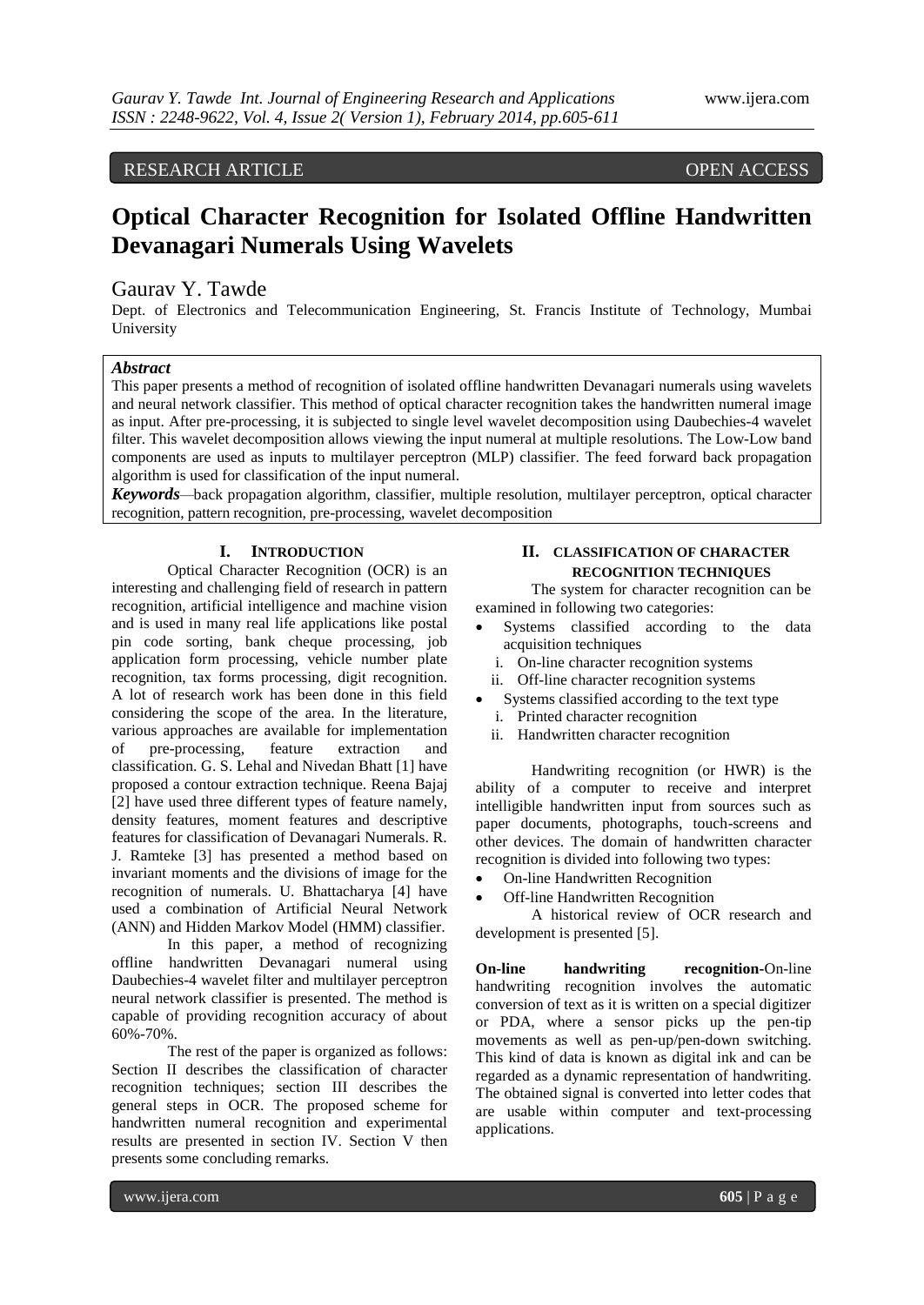RESEARCH ARTICLE OPEN ACCESS

# Optical Character Recognition for Isolated Offline Handwritten Devanagari Numerals Using Wavelets

Gaurav Y. Tawde

Dept. of Electronics and Telecommunication Engineering, St. Francis Institute of Technology, Mumbai University

***Abstract***

This paper presents a method of recognition of isolated offline handwritten Devanagari numerals using wavelets and neural network classifier. This method of optical character recognition takes the handwritten numeral image as input. After pre-processing, it is subjected to single level wavelet decomposition using Daubechies-4 wavelet filter. This wavelet decomposition allows viewing the input numeral at multiple resolutions. The Low-Low band components are used as inputs to multilayer perceptron (MLP) classifier. The feed forward back propagation algorithm is used for classification of the input numeral.

***Keywords***—back propagation algorithm, classifier, multiple resolution, multilayer perceptron, optical character recognition, pattern recognition, pre-processing, wavelet decomposition

## I. INTRODUCTION

Optical Character Recognition (OCR) is an interesting and challenging field of research in pattern recognition, artificial intelligence and machine vision and is used in many real life applications like postal pin code sorting, bank cheque processing, job application form processing, vehicle number plate recognition, tax forms processing, digit recognition. A lot of research work has been done in this field considering the scope of the area. In the literature, various approaches are available for implementation of pre-processing, feature extraction and classification. G. S. Lehal and Nivedan Bhatt [1] have proposed a contour extraction technique. Reena Bajaj [2] have used three different types of feature namely, density features, moment features and descriptive features for classification of Devanagari Numerals. R. J. Ramteke [3] has presented a method based on invariant moments and the divisions of image for the recognition of numerals. U. Bhattacharya [4] have used a combination of Artificial Neural Network (ANN) and Hidden Markov Model (HMM) classifier.

In this paper, a method of recognizing offline handwritten Devanagari numeral using Daubechies-4 wavelet filter and multilayer perceptron neural network classifier is presented. The method is capable of providing recognition accuracy of about 60%-70%.

The rest of the paper is organized as follows: Section II describes the classification of character recognition techniques; section III describes the general steps in OCR. The proposed scheme for handwritten numeral recognition and experimental results are presented in section IV. Section V then presents some concluding remarks.

## II. CLASSIFICATION OF CHARACTER RECOGNITION TECHNIQUES

The system for character recognition can be examined in following two categories:

- Systems classified according to the data acquisition techniques
  - i. On-line character recognition systems
  - ii. Off-line character recognition systems
- Systems classified according to the text type
  - i. Printed character recognition
  - ii. Handwritten character recognition

Handwriting recognition (or HWR) is the ability of a computer to receive and interpret intelligible handwritten input from sources such as paper documents, photographs, touch-screens and other devices. The domain of handwritten character recognition is divided into following two types:

- On-line Handwritten Recognition
- Off-line Handwritten Recognition

A historical review of OCR research and development is presented [5].

**On-line handwriting recognition**-On-line handwriting recognition involves the automatic conversion of text as it is written on a special digitizer or PDA, where a sensor picks up the pen-tip movements as well as pen-up/pen-down switching. This kind of data is known as digital ink and can be regarded as a dynamic representation of handwriting. The obtained signal is converted into letter codes that are usable within computer and text-processing applications.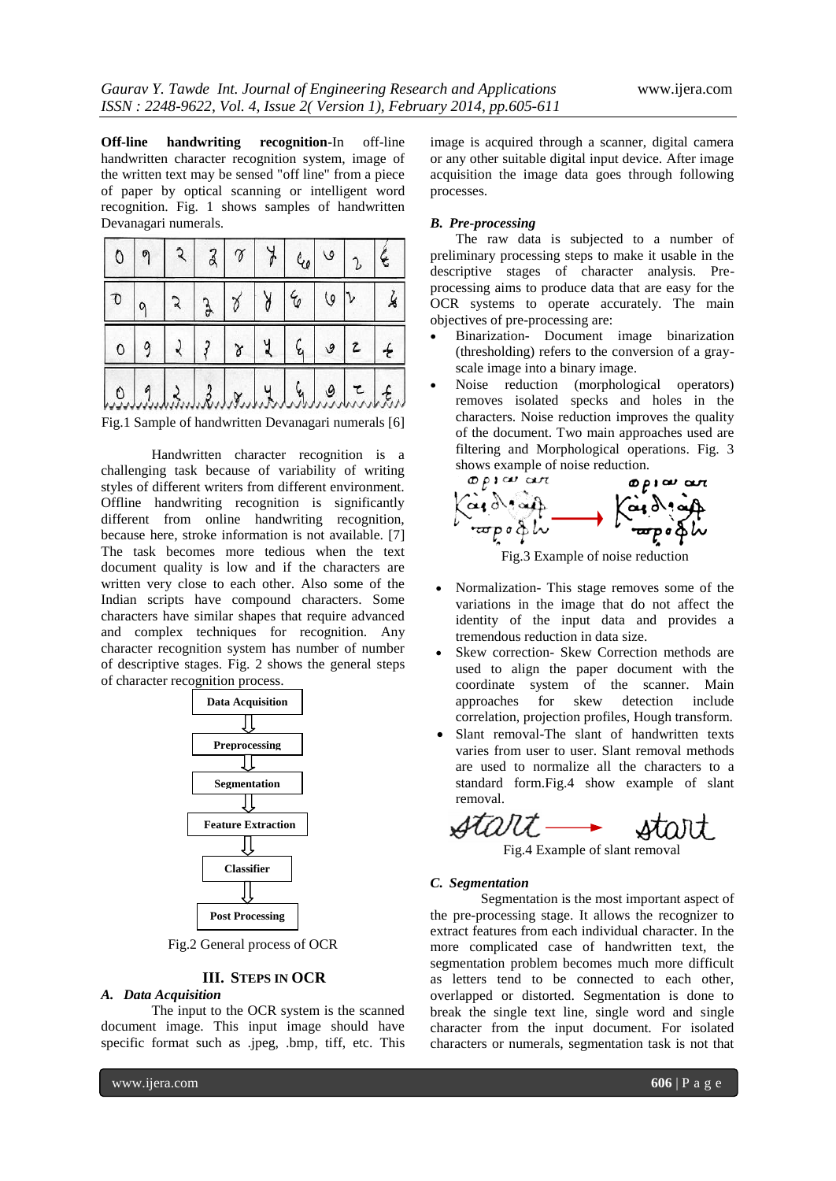**Off-line handwriting recognition**-In off-line handwritten character recognition system, image of the written text may be sensed "off line" from a piece of paper by optical scanning or intelligent word recognition. Fig. 1 shows samples of handwritten Devanagari numerals.

Fig.1 Sample of handwritten Devanagari numerals [6]

Handwritten character recognition is a challenging task because of variability of writing styles of different writers from different environment. Offline handwriting recognition is significantly different from online handwriting recognition, because here, stroke information is not available. [7] The task becomes more tedious when the text document quality is low and if the characters are written very close to each other. Also some of the Indian scripts have compound characters. Some characters have similar shapes that require advanced and complex techniques for recognition. Any character recognition system has number of number of descriptive stages. Fig. 2 shows the general steps of character recognition process.

Data Acquisition → Preprocessing → Segmentation → Feature Extraction → Classifier → Post Processing

Fig.2 General process of OCR

## III. Steps in OCR

### A. Data Acquisition

The input to the OCR system is the scanned document image. This input image should have specific format such as .jpeg, .bmp, tiff, etc. This image is acquired through a scanner, digital camera or any other suitable digital input device. After image acquisition the image data goes through following processes.

### B. Pre-processing

The raw data is subjected to a number of preliminary processing steps to make it usable in the descriptive stages of character analysis. Pre-processing aims to produce data that are easy for the OCR systems to operate accurately. The main objectives of pre-processing are:

- Binarization- Document image binarization (thresholding) refers to the conversion of a gray-scale image into a binary image.
- Noise reduction (morphological operators) removes isolated specks and holes in the characters. Noise reduction improves the quality of the document. Two main approaches used are filtering and Morphological operations. Fig. 3 shows example of noise reduction.

Fig.3 Example of noise reduction

- Normalization- This stage removes some of the variations in the image that do not affect the identity of the input data and provides a tremendous reduction in data size.
- Skew correction- Skew Correction methods are used to align the paper document with the coordinate system of the scanner. Main approaches for skew detection include correlation, projection profiles, Hough transform.
- Slant removal-The slant of handwritten texts varies from user to user. Slant removal methods are used to normalize all the characters to a standard form.Fig.4 show example of slant removal.

Fig.4 Example of slant removal

### C. Segmentation

Segmentation is the most important aspect of the pre-processing stage. It allows the recognizer to extract features from each individual character. In the more complicated case of handwritten text, the segmentation problem becomes much more difficult as letters tend to be connected to each other, overlapped or distorted. Segmentation is done to break the single text line, single word and single character from the input document. For isolated characters or numerals, segmentation task is not that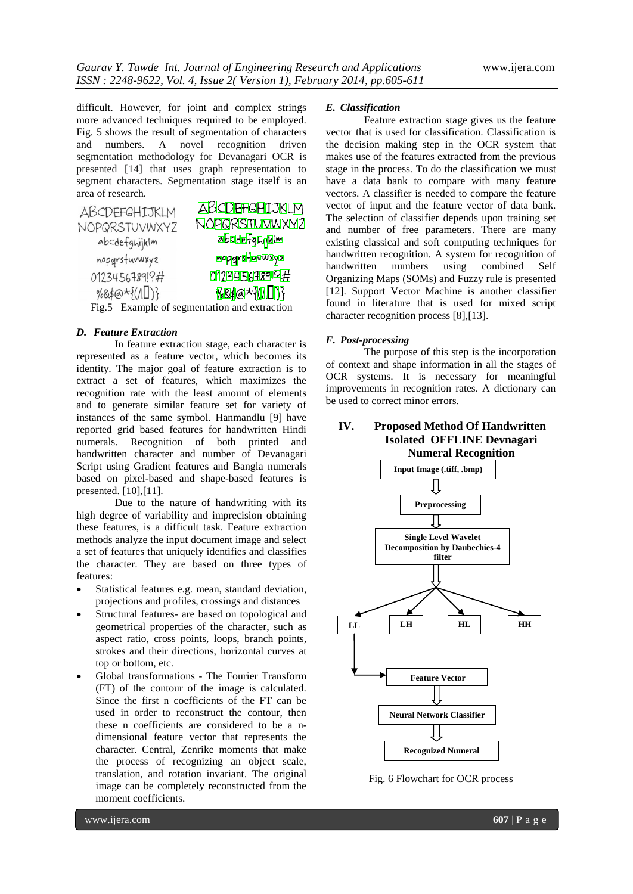difficult. However, for joint and complex strings more advanced techniques required to be employed. Fig. 5 shows the result of segmentation of characters and numbers. A novel recognition driven segmentation methodology for Devanagari OCR is presented [14] that uses graph representation to segment characters. Segmentation stage itself is an area of research.

Fig.5 Example of segmentation and extraction

### *D. Feature Extraction*

In feature extraction stage, each character is represented as a feature vector, which becomes its identity. The major goal of feature extraction is to extract a set of features, which maximizes the recognition rate with the least amount of elements and to generate similar feature set for variety of instances of the same symbol. Hanmandlu [9] have reported grid based features for handwritten Hindi numerals. Recognition of both printed and handwritten character and number of Devanagari Script using Gradient features and Bangla numerals based on pixel-based and shape-based features is presented. [10],[11].

Due to the nature of handwriting with its high degree of variability and imprecision obtaining these features, is a difficult task. Feature extraction methods analyze the input document image and select a set of features that uniquely identifies and classifies the character. They are based on three types of features:

- Statistical features e.g. mean, standard deviation, projections and profiles, crossings and distances
- Structural features- are based on topological and geometrical properties of the character, such as aspect ratio, cross points, loops, branch points, strokes and their directions, horizontal curves at top or bottom, etc.
- Global transformations - The Fourier Transform (FT) of the contour of the image is calculated. Since the first n coefficients of the FT can be used in order to reconstruct the contour, then these n coefficients are considered to be a n-dimensional feature vector that represents the character. Central, Zenrike moments that make the process of recognizing an object scale, translation, and rotation invariant. The original image can be completely reconstructed from the moment coefficients.

### *E. Classification*

Feature extraction stage gives us the feature vector that is used for classification. Classification is the decision making step in the OCR system that makes use of the features extracted from the previous stage in the process. To do the classification we must have a data bank to compare with many feature vectors. A classifier is needed to compare the feature vector of input and the feature vector of data bank. The selection of classifier depends upon training set and number of free parameters. There are many existing classical and soft computing techniques for handwritten recognition. A system for recognition of handwritten numbers using combined Self Organizing Maps (SOMs) and Fuzzy rule is presented [12]. Support Vector Machine is another classifier found in literature that is used for mixed script character recognition process [8],[13].

### *F. Post-processing*

The purpose of this step is the incorporation of context and shape information in all the stages of OCR systems. It is necessary for meaningful improvements in recognition rates. A dictionary can be used to correct minor errors.

## IV. Proposed Method Of Handwritten Isolated OFFLINE Devnagari Numeral Recognition

Input Image (.tiff, .bmp) → Preprocessing → Single Level Wavelet Decomposition by Daubechies-4 filter → LL, LH, HL, HH; LL → Feature Vector → Neural Network Classifier → Recognized Numeral

Fig. 6 Flowchart for OCR process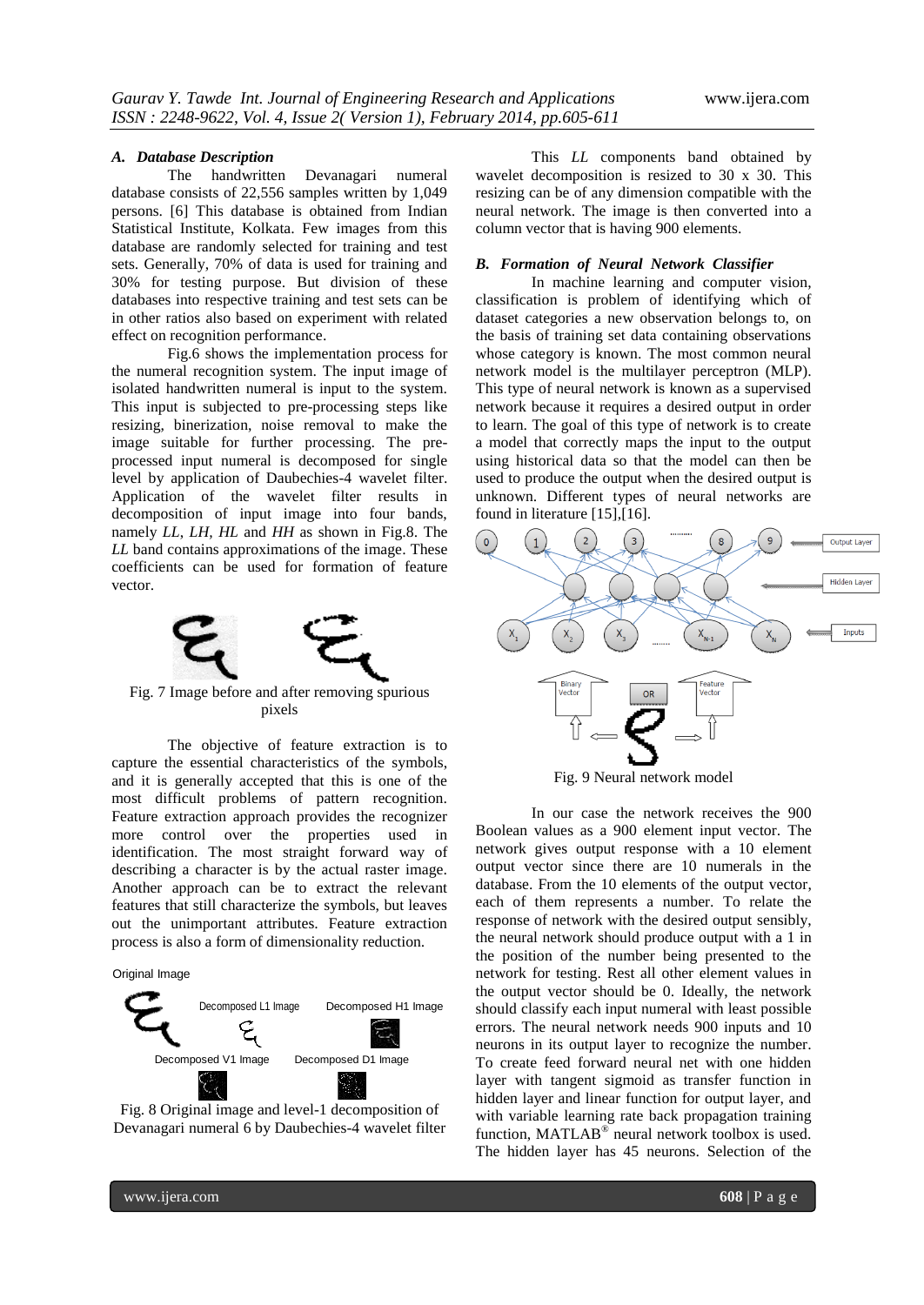### *A. Database Description*

The handwritten Devanagari numeral database consists of 22,556 samples written by 1,049 persons. [6] This database is obtained from Indian Statistical Institute, Kolkata. Few images from this database are randomly selected for training and test sets. Generally, 70% of data is used for training and 30% for testing purpose. But division of these databases into respective training and test sets can be in other ratios also based on experiment with related effect on recognition performance.

Fig.6 shows the implementation process for the numeral recognition system. The input image of isolated handwritten numeral is input to the system. This input is subjected to pre-processing steps like resizing, binerization, noise removal to make the image suitable for further processing. The pre-processed input numeral is decomposed for single level by application of Daubechies-4 wavelet filter. Application of the wavelet filter results in decomposition of input image into four bands, namely *LL*, *LH*, *HL* and *HH* as shown in Fig.8. The *LL* band contains approximations of the image. These coefficients can be used for formation of feature vector.

Fig. 7 Image before and after removing spurious pixels

The objective of feature extraction is to capture the essential characteristics of the symbols, and it is generally accepted that this is one of the most difficult problems of pattern recognition. Feature extraction approach provides the recognizer more control over the properties used in identification. The most straight forward way of describing a character is by the actual raster image. Another approach can be to extract the relevant features that still characterize the symbols, but leaves out the unimportant attributes. Feature extraction process is also a form of dimensionality reduction.

Original Image

Decomposed L1 Image

Decomposed H1 Image

Decomposed V1 Image

Decomposed D1 Image

Fig. 8 Original image and level-1 decomposition of Devanagari numeral 6 by Daubechies-4 wavelet filter

This *LL* components band obtained by wavelet decomposition is resized to 30 x 30. This resizing can be of any dimension compatible with the neural network. The image is then converted into a column vector that is having 900 elements.

### *B. Formation of Neural Network Classifier*

In machine learning and computer vision, classification is problem of identifying which of dataset categories a new observation belongs to, on the basis of training set data containing observations whose category is known. The most common neural network model is the multilayer perceptron (MLP). This type of neural network is known as a supervised network because it requires a desired output in order to learn. The goal of this type of network is to create a model that correctly maps the input to the output using historical data so that the model can then be used to produce the output when the desired output is unknown. Different types of neural networks are found in literature [15],[16].

Fig. 9 Neural network model

In our case the network receives the 900 Boolean values as a 900 element input vector. The network gives output response with a 10 element output vector since there are 10 numerals in the database. From the 10 elements of the output vector, each of them represents a number. To relate the response of network with the desired output sensibly, the neural network should produce output with a 1 in the position of the number being presented to the network for testing. Rest all other element values in the output vector should be 0. Ideally, the network should classify each input numeral with least possible errors. The neural network needs 900 inputs and 10 neurons in its output layer to recognize the number. To create feed forward neural net with one hidden layer with tangent sigmoid as transfer function in hidden layer and linear function for output layer, and with variable learning rate back propagation training function, MATLAB® neural network toolbox is used. The hidden layer has 45 neurons. Selection of the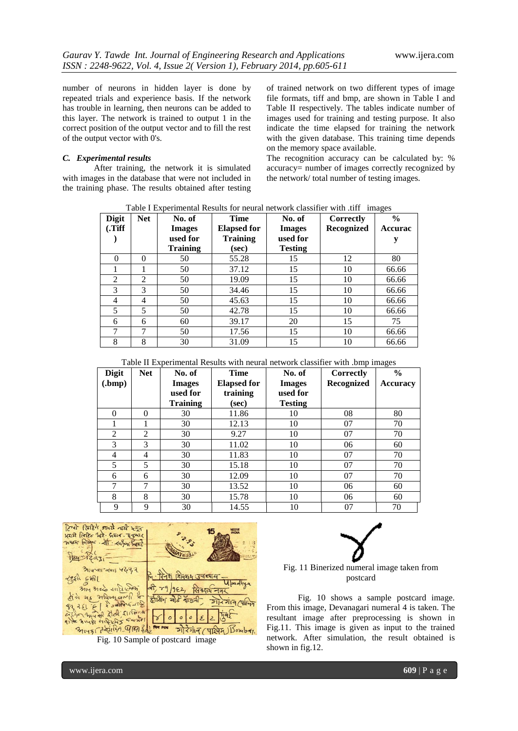number of neurons in hidden layer is done by repeated trials and experience basis. If the network has trouble in learning, then neurons can be added to this layer. The network is trained to output 1 in the correct position of the output vector and to fill the rest of the output vector with 0's.

### *C. Experimental results*

After training, the network it is simulated with images in the database that were not included in the training phase. The results obtained after testing of trained network on two different types of image file formats, tiff and bmp, are shown in Table I and Table II respectively. The tables indicate number of images used for training and testing purpose. It also indicate the time elapsed for training the network with the given database. This training time depends on the memory space available.

The recognition accuracy can be calculated by: % accuracy= number of images correctly recognized by the network/ total number of testing images.

Table I Experimental Results for neural network classifier with .tiff images

| Digit (.Tiff) | Net | No. of Images used for Training | Time Elapsed for Training (sec) | No. of Images used for Testing | Correctly Recognized | % Accuracy |
|---|---|---|---|---|---|---|
| 0 | 0 | 50 | 55.28 | 15 | 12 | 80 |
| 1 | 1 | 50 | 37.12 | 15 | 10 | 66.66 |
| 2 | 2 | 50 | 19.09 | 15 | 10 | 66.66 |
| 3 | 3 | 50 | 34.46 | 15 | 10 | 66.66 |
| 4 | 4 | 50 | 45.63 | 15 | 10 | 66.66 |
| 5 | 5 | 50 | 42.78 | 15 | 10 | 66.66 |
| 6 | 6 | 60 | 39.17 | 20 | 15 | 75 |
| 7 | 7 | 50 | 17.56 | 15 | 10 | 66.66 |
| 8 | 8 | 30 | 31.09 | 15 | 10 | 66.66 |

Table II Experimental Results with neural network classifier with .bmp images

| Digit (.bmp) | Net | No. of Images used for Training | Time Elapsed for training (sec) | No. of Images used for Testing | Correctly Recognized | % Accuracy |
|---|---|---|---|---|---|---|
| 0 | 0 | 30 | 11.86 | 10 | 08 | 80 |
| 1 | 1 | 30 | 12.13 | 10 | 07 | 70 |
| 2 | 2 | 30 | 9.27 | 10 | 07 | 70 |
| 3 | 3 | 30 | 11.02 | 10 | 06 | 60 |
| 4 | 4 | 30 | 11.83 | 10 | 07 | 70 |
| 5 | 5 | 30 | 15.18 | 10 | 07 | 70 |
| 6 | 6 | 30 | 12.09 | 10 | 07 | 70 |
| 7 | 7 | 30 | 13.52 | 10 | 06 | 60 |
| 8 | 8 | 30 | 15.78 | 10 | 06 | 60 |
| 9 | 9 | 30 | 14.55 | 10 | 07 | 70 |

Fig. 10 Sample of postcard image

Fig. 11 Binerized numeral image taken from postcard

Fig. 10 shows a sample postcard image. From this image, Devanagari numeral 4 is taken. The resultant image after preprocessing is shown in Fig.11. This image is given as input to the trained network. After simulation, the result obtained is shown in fig.12.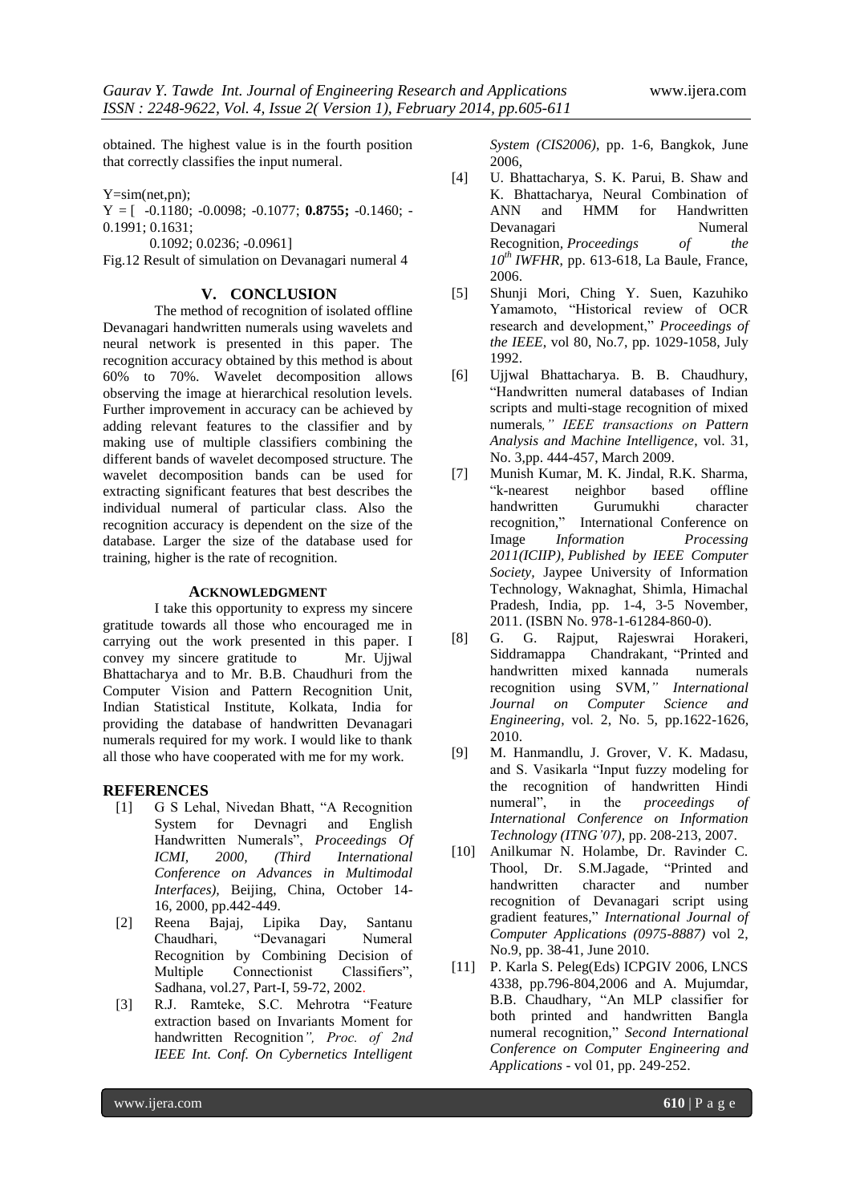obtained. The highest value is in the fourth position that correctly classifies the input numeral.

Y=sim(net,pn);

Y = [ -0.1180; -0.0098; -0.1077; **0.8755;** -0.1460; -0.1991; 0.1631;
0.1092; 0.0236; -0.0961]

Fig.12 Result of simulation on Devanagari numeral 4

## V. CONCLUSION

The method of recognition of isolated offline Devanagari handwritten numerals using wavelets and neural network is presented in this paper. The recognition accuracy obtained by this method is about 60% to 70%. Wavelet decomposition allows observing the image at hierarchical resolution levels. Further improvement in accuracy can be achieved by adding relevant features to the classifier and by making use of multiple classifiers combining the different bands of wavelet decomposed structure. The wavelet decomposition bands can be used for extracting significant features that best describes the individual numeral of particular class. Also the recognition accuracy is dependent on the size of the database. Larger the size of the database used for training, higher is the rate of recognition.

## ACKNOWLEDGMENT

I take this opportunity to express my sincere gratitude towards all those who encouraged me in carrying out the work presented in this paper. I convey my sincere gratitude to Mr. Ujjwal Bhattacharya and to Mr. B.B. Chaudhuri from the Computer Vision and Pattern Recognition Unit, Indian Statistical Institute, Kolkata, India for providing the database of handwritten Devanagari numerals required for my work. I would like to thank all those who have cooperated with me for my work.

## REFERENCES

[1] G S Lehal, Nivedan Bhatt, "A Recognition System for Devnagri and English Handwritten Numerals", *Proceedings Of ICMI, 2000, (Third International Conference on Advances in Multimodal Interfaces)*, Beijing, China, October 14-16, 2000, pp.442-449.

[2] Reena Bajaj, Lipika Day, Santanu Chaudhari, "Devanagari Numeral Recognition by Combining Decision of Multiple Connectionist Classifiers", Sadhana, vol.27, Part-I, 59-72, 2002.

[3] R.J. Ramteke, S.C. Mehrotra "Feature extraction based on Invariants Moment for handwriten Recognition*", Proc. of 2nd IEEE Int. Conf. On Cybernetics Intelligent System (CIS2006)*, pp. 1-6, Bangkok, June 2006,

[4] U. Bhattacharya, S. K. Parui, B. Shaw and K. Bhattacharya, Neural Combination of ANN and HMM for Handwritten Devanagari Numeral Recognition, *Proceedings of the 10th IWFHR*, pp. 613-618, La Baule, France, 2006.

[5] Shunji Mori, Ching Y. Suen, Kazuhiko Yamamoto, "Historical review of OCR research and development," *Proceedings of the IEEE*, vol 80, No.7, pp. 1029-1058, July 1992.

[6] Ujjwal Bhattacharya. B. B. Chaudhury, "Handwritten numeral databases of Indian scripts and multi-stage recognition of mixed numerals*," IEEE transactions on Pattern Analysis and Machine Intelligence*, vol. 31, No. 3,pp. 444-457, March 2009.

[7] Munish Kumar, M. K. Jindal, R.K. Sharma, "k-nearest neighbor based offline handwritten Gurumukhi character recognition," International Conference on Image *Information Processing 2011(ICIIP), Published by IEEE Computer Society,* Jaypee University of Information Technology, Waknaghat, Shimla, Himachal Pradesh, India, pp. 1-4, 3-5 November, 2011. (ISBN No. 978-1-61284-860-0).

[8] G. G. Rajput, Rajeswrai Horakeri, Siddramappa Chandrakant, "Printed and handwritten mixed kannada numerals recognition using SVM*," International Journal on Computer Science and Engineering*, vol. 2, No. 5, pp.1622-1626, 2010.

[9] M. Hanmandlu, J. Grover, V. K. Madasu, and S. Vasikarla "Input fuzzy modeling for the recognition of handwritten Hindi numeral", in the *proceedings of International Conference on Information Technology (ITNG'07)*, pp. 208-213, 2007.

[10] Anilkumar N. Holambe, Dr. Ravinder C. Thool, Dr. S.M.Jagade, "Printed and handwritten character and number recognition of Devanagari script using gradient features," *International Journal of Computer Applications (0975-8887)* vol 2, No.9, pp. 38-41, June 2010.

[11] P. Karla S. Peleg(Eds) ICPGIV 2006, LNCS 4338, pp.796-804,2006 and A. Mujumdar, B.B. Chaudhary, "An MLP classifier for both printed and handwritten Bangla numeral recognition," *Second International Conference on Computer Engineering and Applications* - vol 01, pp. 249-252.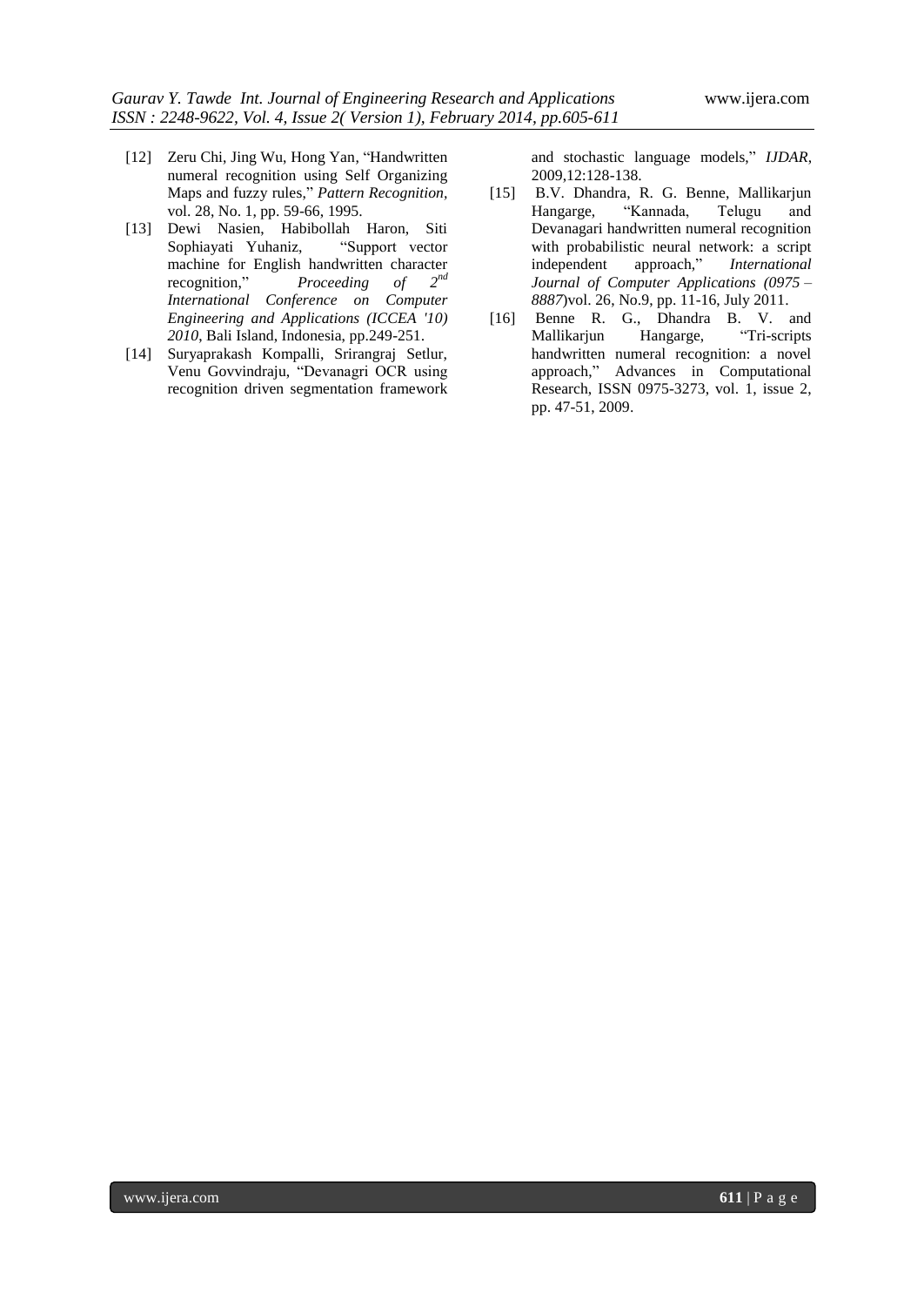[12] Zeru Chi, Jing Wu, Hong Yan, "Handwritten numeral recognition using Self Organizing Maps and fuzzy rules," *Pattern Recognition*, vol. 28, No. 1, pp. 59-66, 1995.

[13] Dewi Nasien, Habibollah Haron, Siti Sophiayati Yuhaniz, "Support vector machine for English handwritten character recognition," *Proceeding of 2nd International Conference on Computer Engineering and Applications (ICCEA '10) 2010*, Bali Island, Indonesia, pp.249-251.

[14] Suryaprakash Kompalli, Srirangraj Setlur, Venu Govvindraju, "Devanagri OCR using recognition driven segmentation framework and stochastic language models," *IJDAR*, 2009,12:128-138.

[15] B.V. Dhandra, R. G. Benne, Mallikarjun Hangarge, "Kannada, Telugu and Devanagari handwritten numeral recognition with probabilistic neural network: a script independent approach," *International Journal of Computer Applications (0975 – 8887)*vol. 26, No.9, pp. 11-16, July 2011.

[16] Benne R. G., Dhandra B. V. and Mallikarjun Hangarge, "Tri-scripts handwritten numeral recognition: a novel approach," Advances in Computational Research, ISSN 0975-3273, vol. 1, issue 2, pp. 47-51, 2009.